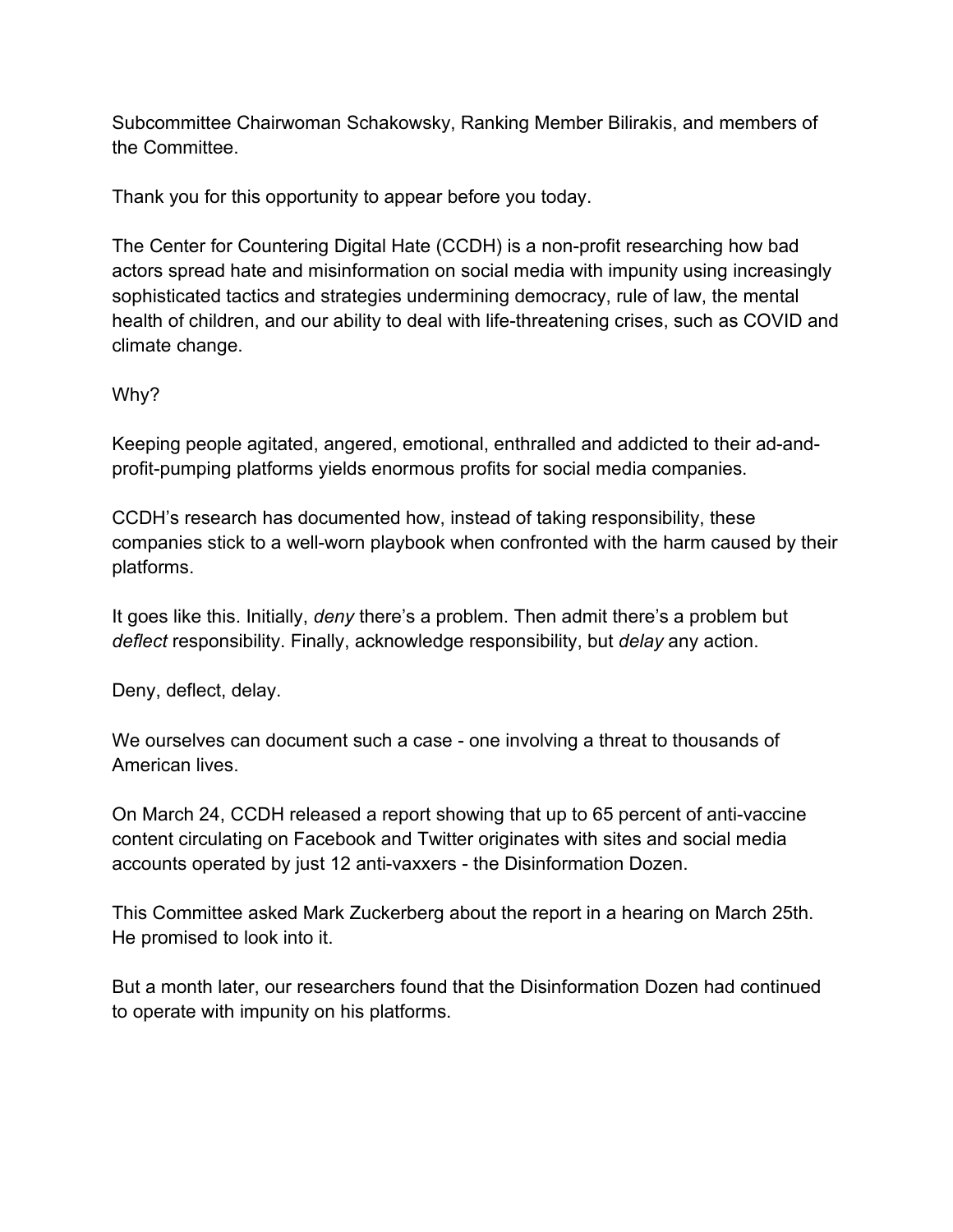Subcommittee Chairwoman Schakowsky, Ranking Member Bilirakis, and members of the Committee.

Thank you for this opportunity to appear before you today.

The Center for Countering Digital Hate (CCDH) is a non-profit researching how bad actors spread hate and misinformation on social media with impunity using increasingly sophisticated tactics and strategies undermining democracy, rule of law, the mental health of children, and our ability to deal with life-threatening crises, such as COVID and climate change.

Why?

Keeping people agitated, angered, emotional, enthralled and addicted to their ad-and-profit-pumping platforms yields enormous profits for social media companies.

CCDH's research has documented how, instead of taking responsibility, these companies stick to a well-worn playbook when confronted with the harm caused by their platforms.

It goes like this. Initially, *deny* there's a problem. Then admit there's a problem but *deflect* responsibility. Finally, acknowledge responsibility, but *delay* any action.

Deny, deflect, delay.

We ourselves can document such a case - one involving a threat to thousands of American lives.

On March 24, CCDH released a report showing that up to 65 percent of anti-vaccine content circulating on Facebook and Twitter originates with sites and social media accounts operated by just 12 anti-vaxxers - the Disinformation Dozen.

This Committee asked Mark Zuckerberg about the report in a hearing on March 25th. He promised to look into it.

But a month later, our researchers found that the Disinformation Dozen had continued to operate with impunity on his platforms.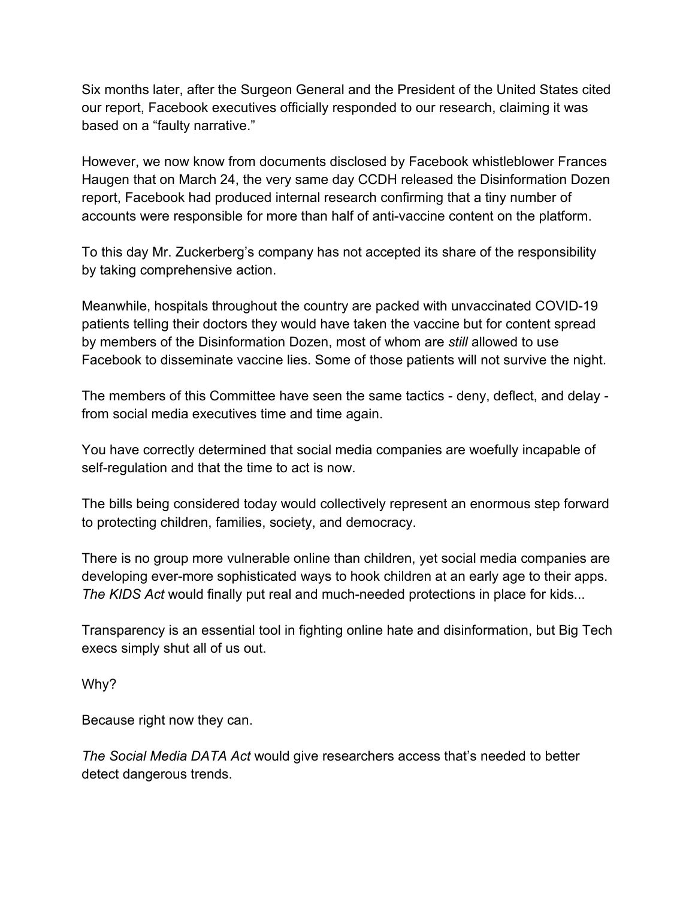Six months later, after the Surgeon General and the President of the United States cited our report, Facebook executives officially responded to our research, claiming it was based on a "faulty narrative."

However, we now know from documents disclosed by Facebook whistleblower Frances Haugen that on March 24, the very same day CCDH released the Disinformation Dozen report, Facebook had produced internal research confirming that a tiny number of accounts were responsible for more than half of anti-vaccine content on the platform.

To this day Mr. Zuckerberg's company has not accepted its share of the responsibility by taking comprehensive action.

Meanwhile, hospitals throughout the country are packed with unvaccinated COVID-19 patients telling their doctors they would have taken the vaccine but for content spread by members of the Disinformation Dozen, most of whom are *still* allowed to use Facebook to disseminate vaccine lies. Some of those patients will not survive the night.

The members of this Committee have seen the same tactics - deny, deflect, and delay - from social media executives time and time again.

You have correctly determined that social media companies are woefully incapable of self-regulation and that the time to act is now.

The bills being considered today would collectively represent an enormous step forward to protecting children, families, society, and democracy.

There is no group more vulnerable online than children, yet social media companies are developing ever-more sophisticated ways to hook children at an early age to their apps. *The KIDS Act* would finally put real and much-needed protections in place for kids...

Transparency is an essential tool in fighting online hate and disinformation, but Big Tech execs simply shut all of us out.

Why?

Because right now they can.

*The Social Media DATA Act* would give researchers access that's needed to better detect dangerous trends.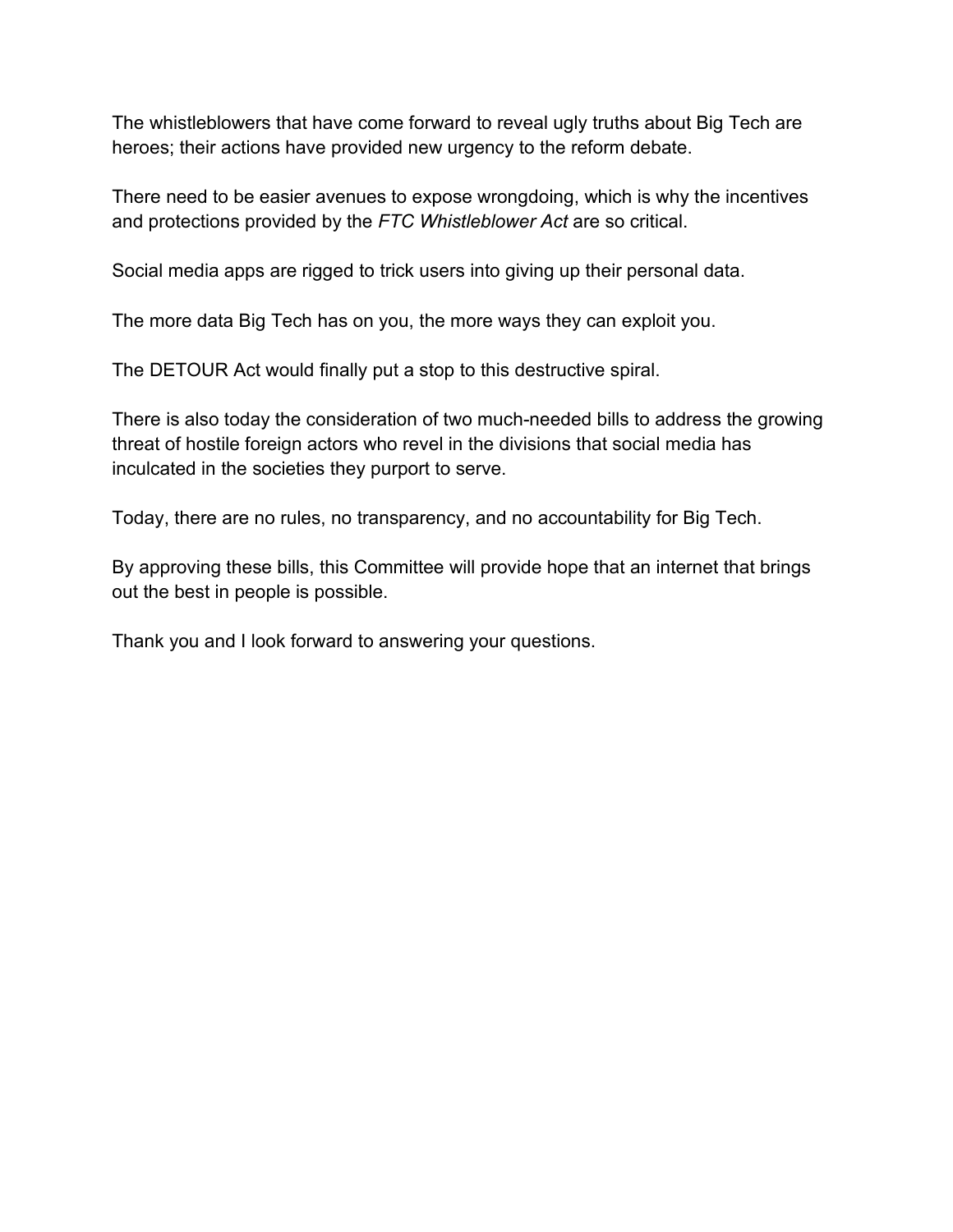The whistleblowers that have come forward to reveal ugly truths about Big Tech are heroes; their actions have provided new urgency to the reform debate.

There need to be easier avenues to expose wrongdoing, which is why the incentives and protections provided by the *FTC Whistleblower Act* are so critical.

Social media apps are rigged to trick users into giving up their personal data.

The more data Big Tech has on you, the more ways they can exploit you.

The DETOUR Act would finally put a stop to this destructive spiral.

There is also today the consideration of two much-needed bills to address the growing threat of hostile foreign actors who revel in the divisions that social media has inculcated in the societies they purport to serve.

Today, there are no rules, no transparency, and no accountability for Big Tech.

By approving these bills, this Committee will provide hope that an internet that brings out the best in people is possible.

Thank you and I look forward to answering your questions.